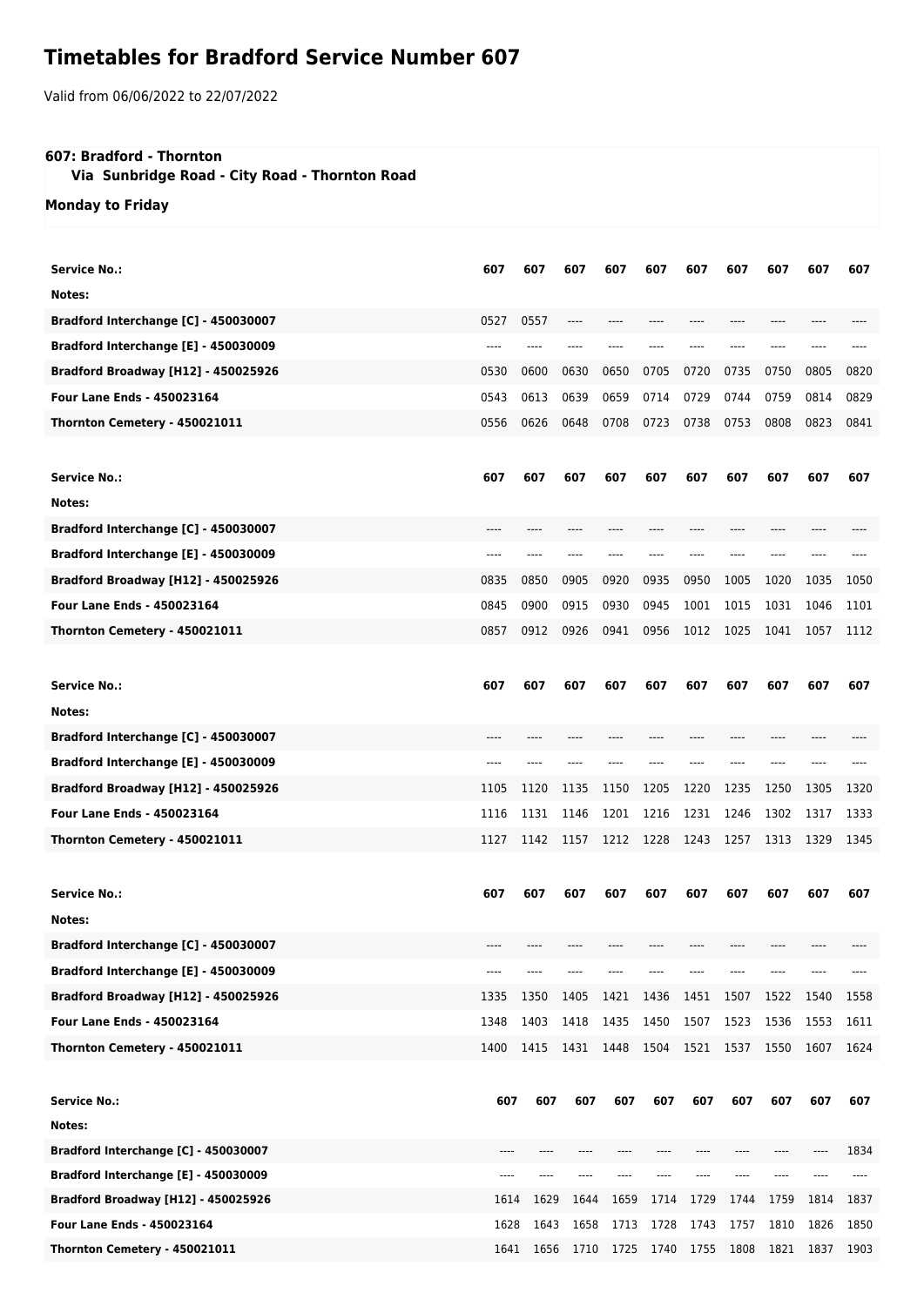# Timetables for Bradford Service Number 607

Valid from 06/06/2022 to 22/07/2022

**607: Bradford - Thornton**
**Via Sunbridge Road - City Road - Thornton Road**

**Monday to Friday**

| Service No.: | 607 | 607 | 607 | 607 | 607 | 607 | 607 | 607 | 607 | 607 |
|---|---|---|---|---|---|---|---|---|---|---|
| Notes: | | | | | | | | | | |
| Bradford Interchange [C] - 450030007 | 0527 | 0557 | ---- | ---- | ---- | ---- | ---- | ---- | ---- | ---- |
| Bradford Interchange [E] - 450030009 | ---- | ---- | ---- | ---- | ---- | ---- | ---- | ---- | ---- | ---- |
| Bradford Broadway [H12] - 450025926 | 0530 | 0600 | 0630 | 0650 | 0705 | 0720 | 0735 | 0750 | 0805 | 0820 |
| Four Lane Ends - 450023164 | 0543 | 0613 | 0639 | 0659 | 0714 | 0729 | 0744 | 0759 | 0814 | 0829 |
| Thornton Cemetery - 450021011 | 0556 | 0626 | 0648 | 0708 | 0723 | 0738 | 0753 | 0808 | 0823 | 0841 |

| Service No.: | 607 | 607 | 607 | 607 | 607 | 607 | 607 | 607 | 607 | 607 |
|---|---|---|---|---|---|---|---|---|---|---|
| Notes: | | | | | | | | | | |
| Bradford Interchange [C] - 450030007 | ---- | ---- | ---- | ---- | ---- | ---- | ---- | ---- | ---- | ---- |
| Bradford Interchange [E] - 450030009 | ---- | ---- | ---- | ---- | ---- | ---- | ---- | ---- | ---- | ---- |
| Bradford Broadway [H12] - 450025926 | 0835 | 0850 | 0905 | 0920 | 0935 | 0950 | 1005 | 1020 | 1035 | 1050 |
| Four Lane Ends - 450023164 | 0845 | 0900 | 0915 | 0930 | 0945 | 1001 | 1015 | 1031 | 1046 | 1101 |
| Thornton Cemetery - 450021011 | 0857 | 0912 | 0926 | 0941 | 0956 | 1012 | 1025 | 1041 | 1057 | 1112 |

| Service No.: | 607 | 607 | 607 | 607 | 607 | 607 | 607 | 607 | 607 | 607 |
|---|---|---|---|---|---|---|---|---|---|---|
| Notes: | | | | | | | | | | |
| Bradford Interchange [C] - 450030007 | ---- | ---- | ---- | ---- | ---- | ---- | ---- | ---- | ---- | ---- |
| Bradford Interchange [E] - 450030009 | ---- | ---- | ---- | ---- | ---- | ---- | ---- | ---- | ---- | ---- |
| Bradford Broadway [H12] - 450025926 | 1105 | 1120 | 1135 | 1150 | 1205 | 1220 | 1235 | 1250 | 1305 | 1320 |
| Four Lane Ends - 450023164 | 1116 | 1131 | 1146 | 1201 | 1216 | 1231 | 1246 | 1302 | 1317 | 1333 |
| Thornton Cemetery - 450021011 | 1127 | 1142 | 1157 | 1212 | 1228 | 1243 | 1257 | 1313 | 1329 | 1345 |

| Service No.: | 607 | 607 | 607 | 607 | 607 | 607 | 607 | 607 | 607 | 607 |
|---|---|---|---|---|---|---|---|---|---|---|
| Notes: | | | | | | | | | | |
| Bradford Interchange [C] - 450030007 | ---- | ---- | ---- | ---- | ---- | ---- | ---- | ---- | ---- | ---- |
| Bradford Interchange [E] - 450030009 | ---- | ---- | ---- | ---- | ---- | ---- | ---- | ---- | ---- | ---- |
| Bradford Broadway [H12] - 450025926 | 1335 | 1350 | 1405 | 1421 | 1436 | 1451 | 1507 | 1522 | 1540 | 1558 |
| Four Lane Ends - 450023164 | 1348 | 1403 | 1418 | 1435 | 1450 | 1507 | 1523 | 1536 | 1553 | 1611 |
| Thornton Cemetery - 450021011 | 1400 | 1415 | 1431 | 1448 | 1504 | 1521 | 1537 | 1550 | 1607 | 1624 |

| Service No.: | 607 | 607 | 607 | 607 | 607 | 607 | 607 | 607 | 607 | 607 |
|---|---|---|---|---|---|---|---|---|---|---|
| Notes: | | | | | | | | | | |
| Bradford Interchange [C] - 450030007 | ---- | ---- | ---- | ---- | ---- | ---- | ---- | ---- | ---- | 1834 |
| Bradford Interchange [E] - 450030009 | ---- | ---- | ---- | ---- | ---- | ---- | ---- | ---- | ---- | ---- |
| Bradford Broadway [H12] - 450025926 | 1614 | 1629 | 1644 | 1659 | 1714 | 1729 | 1744 | 1759 | 1814 | 1837 |
| Four Lane Ends - 450023164 | 1628 | 1643 | 1658 | 1713 | 1728 | 1743 | 1757 | 1810 | 1826 | 1850 |
| Thornton Cemetery - 450021011 | 1641 | 1656 | 1710 | 1725 | 1740 | 1755 | 1808 | 1821 | 1837 | 1903 |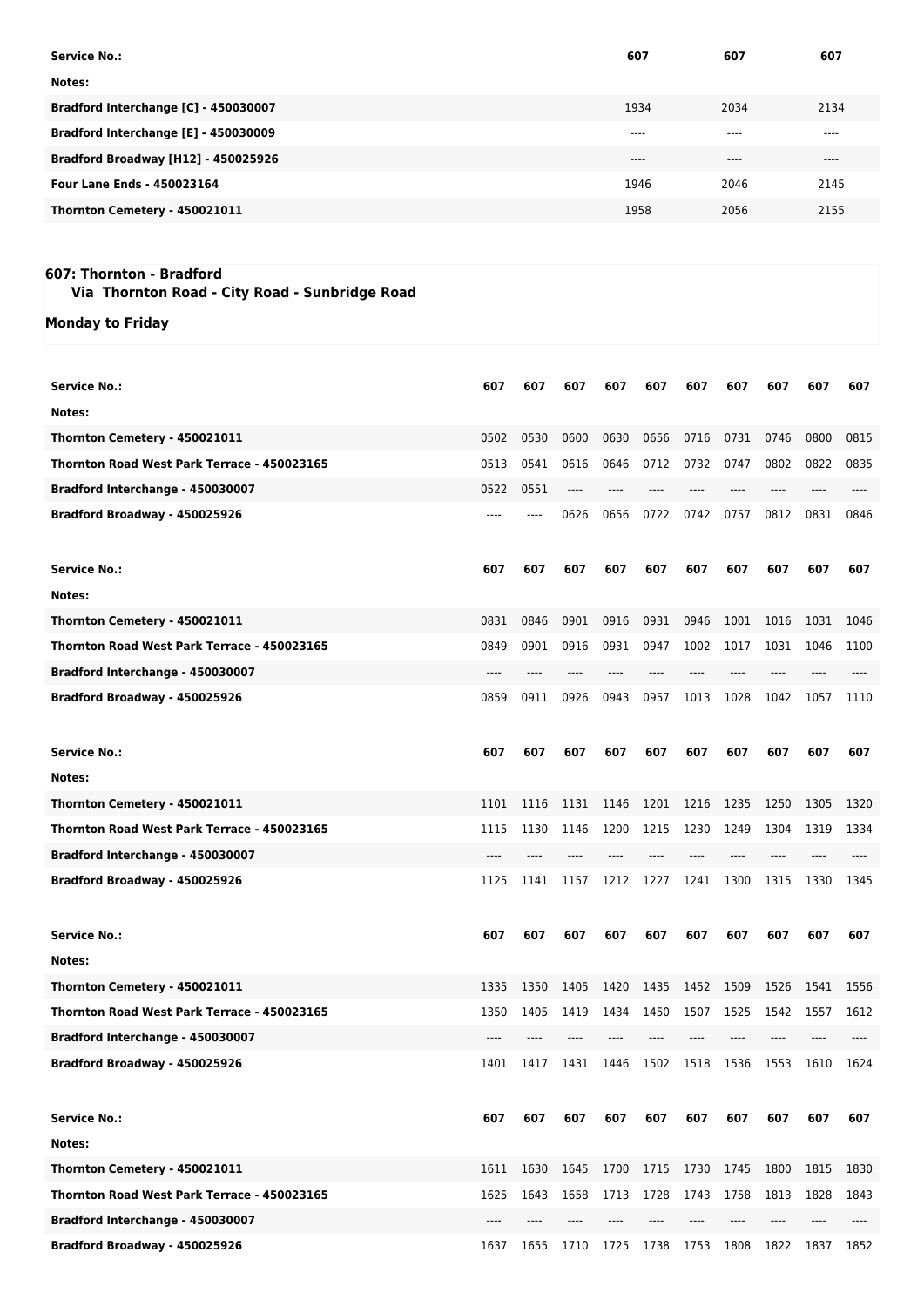| Service No.: | 607 | 607 | 607 |
|---|---|---|---|
| Notes: | | | |
| Bradford Interchange [C] - 450030007 | 1934 | 2034 | 2134 |
| Bradford Interchange [E] - 450030009 | ---- | ---- | ---- |
| Bradford Broadway [H12] - 450025926 | ---- | ---- | ---- |
| Four Lane Ends - 450023164 | 1946 | 2046 | 2145 |
| Thornton Cemetery - 450021011 | 1958 | 2056 | 2155 |

## 607: Thornton - Bradford

### Via Thornton Road - City Road - Sunbridge Road

### Monday to Friday

| Service No.: | 607 | 607 | 607 | 607 | 607 | 607 | 607 | 607 | 607 | 607 |
|---|---|---|---|---|---|---|---|---|---|---|
| Notes: | | | | | | | | | | |
| Thornton Cemetery - 450021011 | 0502 | 0530 | 0600 | 0630 | 0656 | 0716 | 0731 | 0746 | 0800 | 0815 |
| Thornton Road West Park Terrace - 450023165 | 0513 | 0541 | 0616 | 0646 | 0712 | 0732 | 0747 | 0802 | 0822 | 0835 |
| Bradford Interchange - 450030007 | 0522 | 0551 | ---- | ---- | ---- | ---- | ---- | ---- | ---- | ---- |
| Bradford Broadway - 450025926 | ---- | ---- | 0626 | 0656 | 0722 | 0742 | 0757 | 0812 | 0831 | 0846 |

| Service No.: | 607 | 607 | 607 | 607 | 607 | 607 | 607 | 607 | 607 | 607 |
|---|---|---|---|---|---|---|---|---|---|---|
| Notes: | | | | | | | | | | |
| Thornton Cemetery - 450021011 | 0831 | 0846 | 0901 | 0916 | 0931 | 0946 | 1001 | 1016 | 1031 | 1046 |
| Thornton Road West Park Terrace - 450023165 | 0849 | 0901 | 0916 | 0931 | 0947 | 1002 | 1017 | 1031 | 1046 | 1100 |
| Bradford Interchange - 450030007 | ---- | ---- | ---- | ---- | ---- | ---- | ---- | ---- | ---- | ---- |
| Bradford Broadway - 450025926 | 0859 | 0911 | 0926 | 0943 | 0957 | 1013 | 1028 | 1042 | 1057 | 1110 |

| Service No.: | 607 | 607 | 607 | 607 | 607 | 607 | 607 | 607 | 607 | 607 |
|---|---|---|---|---|---|---|---|---|---|---|
| Notes: | | | | | | | | | | |
| Thornton Cemetery - 450021011 | 1101 | 1116 | 1131 | 1146 | 1201 | 1216 | 1235 | 1250 | 1305 | 1320 |
| Thornton Road West Park Terrace - 450023165 | 1115 | 1130 | 1146 | 1200 | 1215 | 1230 | 1249 | 1304 | 1319 | 1334 |
| Bradford Interchange - 450030007 | ---- | ---- | ---- | ---- | ---- | ---- | ---- | ---- | ---- | ---- |
| Bradford Broadway - 450025926 | 1125 | 1141 | 1157 | 1212 | 1227 | 1241 | 1300 | 1315 | 1330 | 1345 |

| Service No.: | 607 | 607 | 607 | 607 | 607 | 607 | 607 | 607 | 607 | 607 |
|---|---|---|---|---|---|---|---|---|---|---|
| Notes: | | | | | | | | | | |
| Thornton Cemetery - 450021011 | 1335 | 1350 | 1405 | 1420 | 1435 | 1452 | 1509 | 1526 | 1541 | 1556 |
| Thornton Road West Park Terrace - 450023165 | 1350 | 1405 | 1419 | 1434 | 1450 | 1507 | 1525 | 1542 | 1557 | 1612 |
| Bradford Interchange - 450030007 | ---- | ---- | ---- | ---- | ---- | ---- | ---- | ---- | ---- | ---- |
| Bradford Broadway - 450025926 | 1401 | 1417 | 1431 | 1446 | 1502 | 1518 | 1536 | 1553 | 1610 | 1624 |

| Service No.: | 607 | 607 | 607 | 607 | 607 | 607 | 607 | 607 | 607 | 607 |
|---|---|---|---|---|---|---|---|---|---|---|
| Notes: | | | | | | | | | | |
| Thornton Cemetery - 450021011 | 1611 | 1630 | 1645 | 1700 | 1715 | 1730 | 1745 | 1800 | 1815 | 1830 |
| Thornton Road West Park Terrace - 450023165 | 1625 | 1643 | 1658 | 1713 | 1728 | 1743 | 1758 | 1813 | 1828 | 1843 |
| Bradford Interchange - 450030007 | ---- | ---- | ---- | ---- | ---- | ---- | ---- | ---- | ---- | ---- |
| Bradford Broadway - 450025926 | 1637 | 1655 | 1710 | 1725 | 1738 | 1753 | 1808 | 1822 | 1837 | 1852 |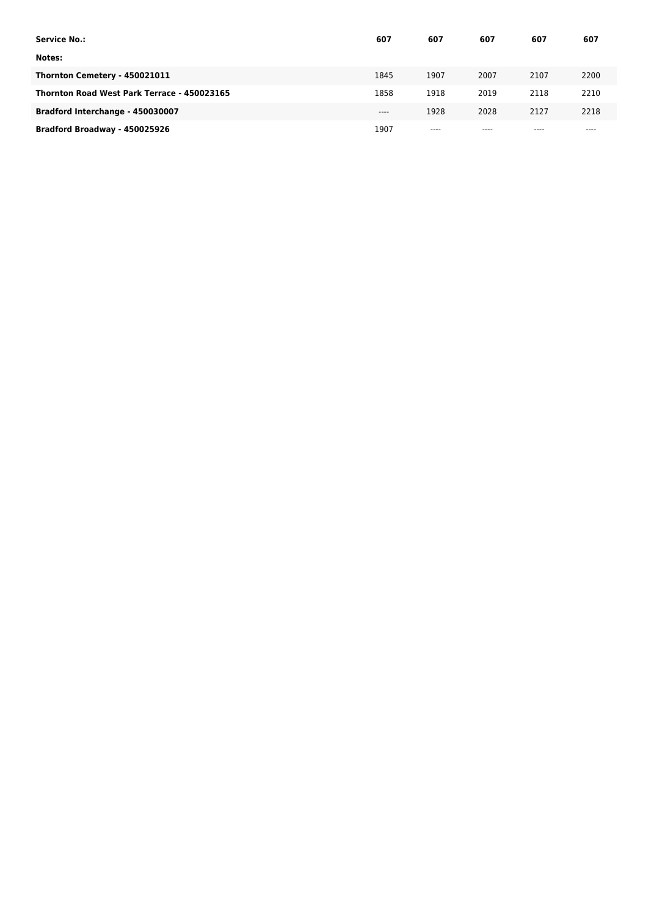| Service No.: | 607 | 607 | 607 | 607 | 607 |
|---|---|---|---|---|---|
| Notes: | | | | | |
| Thornton Cemetery - 450021011 | 1845 | 1907 | 2007 | 2107 | 2200 |
| Thornton Road West Park Terrace - 450023165 | 1858 | 1918 | 2019 | 2118 | 2210 |
| Bradford Interchange - 450030007 | ---- | 1928 | 2028 | 2127 | 2218 |
| Bradford Broadway - 450025926 | 1907 | ---- | ---- | ---- | ---- |